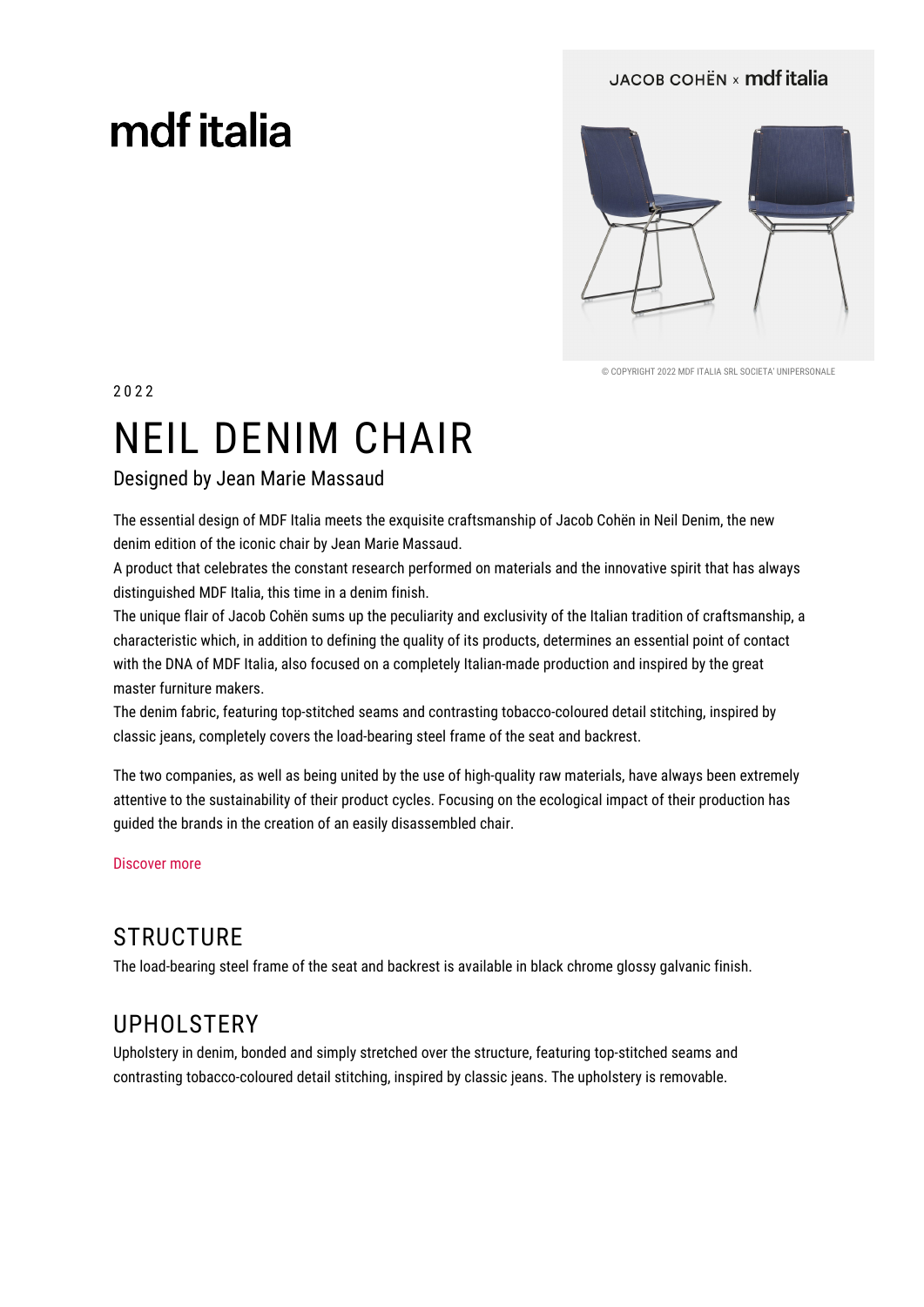mdf italia

JACOB COHËN × mdf italia

© COPYRIGHT 2022 MDF ITALIA SRL SOCIETA' UNIPERSONALE

2022

# NEIL DENIM CHAIR

Designed by Jean Marie Massaud

The essential design of MDF Italia meets the exquisite craftsmanship of Jacob Cohën in Neil Denim, the new denim edition of the iconic chair by Jean Marie Massaud.
A product that celebrates the constant research performed on materials and the innovative spirit that has always distinguished MDF Italia, this time in a denim finish.
The unique flair of Jacob Cohën sums up the peculiarity and exclusivity of the Italian tradition of craftsmanship, a characteristic which, in addition to defining the quality of its products, determines an essential point of contact with the DNA of MDF Italia, also focused on a completely Italian-made production and inspired by the great master furniture makers.
The denim fabric, featuring top-stitched seams and contrasting tobacco-coloured detail stitching, inspired by classic jeans, completely covers the load-bearing steel frame of the seat and backrest.

The two companies, as well as being united by the use of high-quality raw materials, have always been extremely attentive to the sustainability of their product cycles. Focusing on the ecological impact of their production has guided the brands in the creation of an easily disassembled chair.

Discover more

## STRUCTURE

The load-bearing steel frame of the seat and backrest is available in black chrome glossy galvanic finish.

## UPHOLSTERY

Upholstery in denim, bonded and simply stretched over the structure, featuring top-stitched seams and contrasting tobacco-coloured detail stitching, inspired by classic jeans. The upholstery is removable.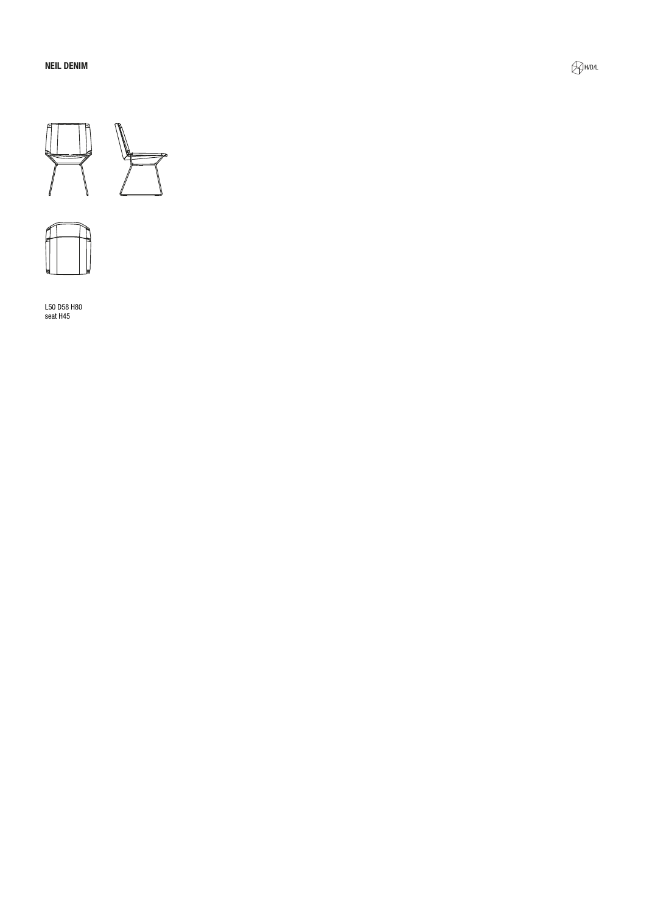**NEIL DENIM**

H/D/L

L50 D58 H80
seat H45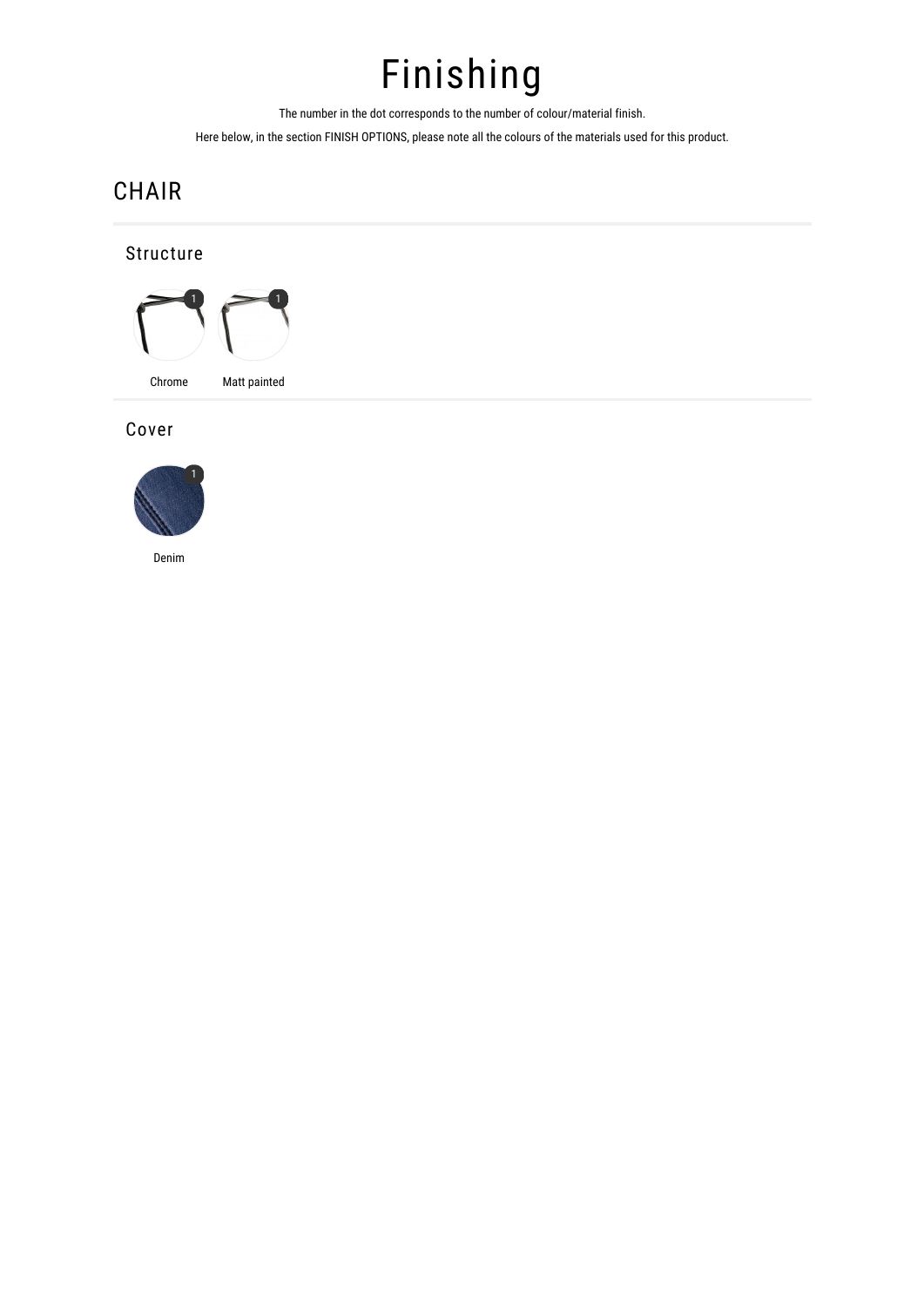# Finishing

The number in the dot corresponds to the number of colour/material finish.

Here below, in the section FINISH OPTIONS, please note all the colours of the materials used for this product.

## CHAIR

### Structure

1 Chrome

1 Matt painted

### Cover

1 Denim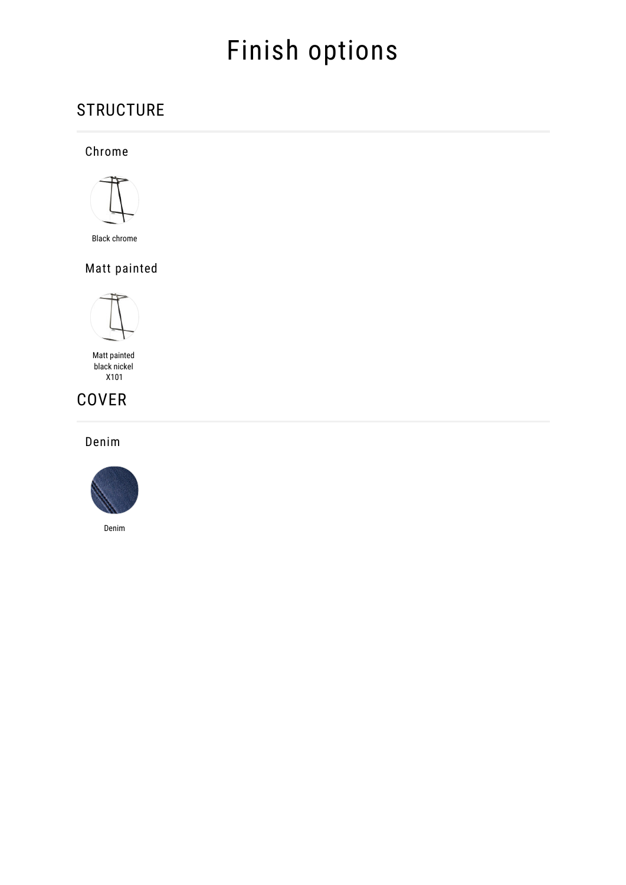# Finish options

## STRUCTURE

### Chrome

Black chrome

### Matt painted

Matt painted black nickel X101

## COVER

### Denim

Denim